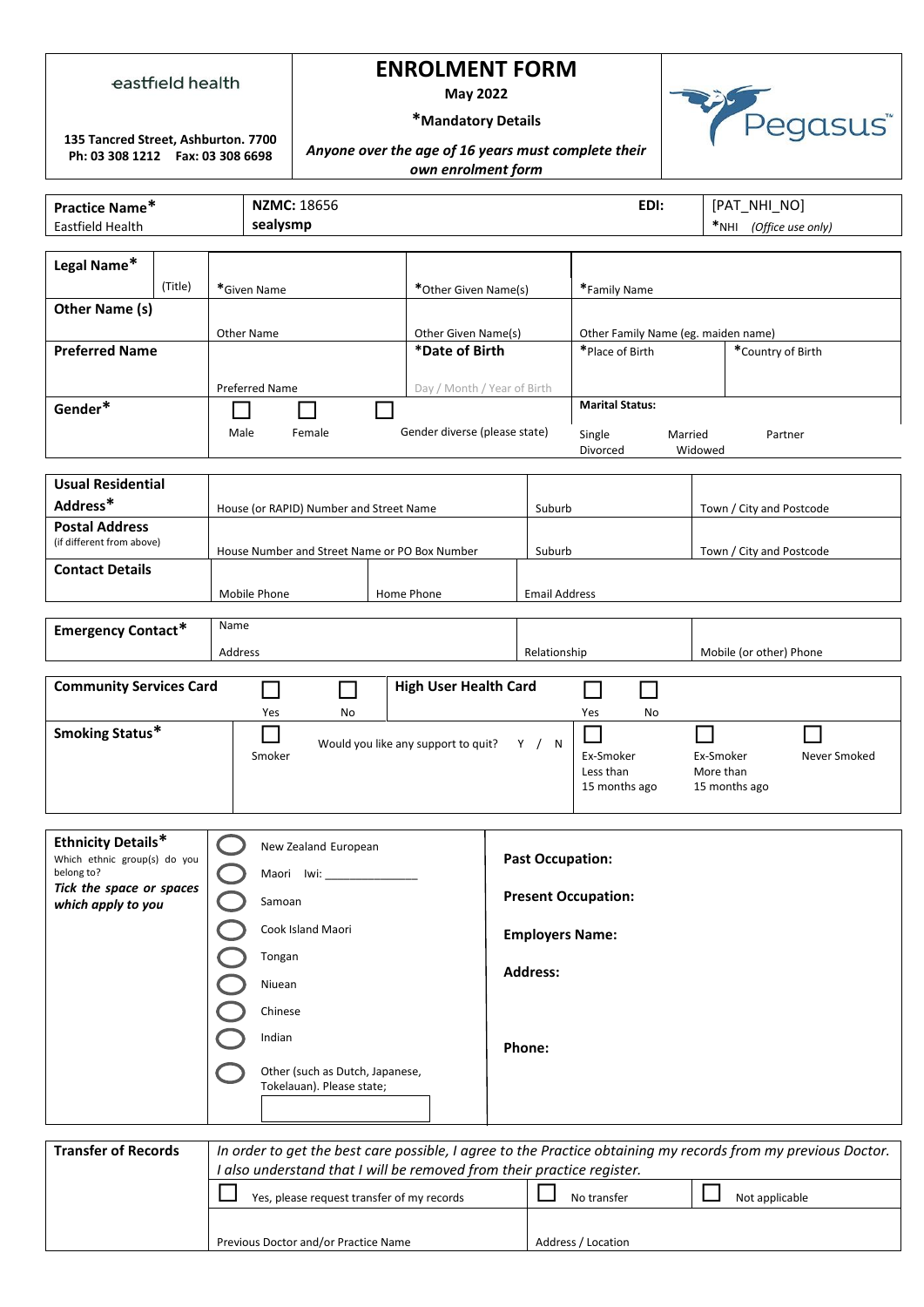| eastfield health<br><br>135 Tancred Street, Ashburton. 7700<br>Ph: 03 308 1212 Fax: 03 308 6698 | **ENROLMENT FORM**<br>**May 2022**<br>***Mandatory Details**<br>***Anyone over the age of 16 years must complete their own enrolment form*** | Pegasus™ |
|---|---|---|

| **Practice Name*** Eastfield Health | **NZMC:** 18656 **sealysmp** | **EDI:** | [PAT_NHI_NO] *NHI *(Office use only)* |
|---|---|---|---|

| **Legal Name*** | (Title) | *Given Name | *Other Given Name(s) | *Family Name | |
|---|---|---|---|---|---|
| **Other Name (s)** | | Other Name | Other Given Name(s) | Other Family Name (eg. maiden name) | |
| **Preferred Name** | | Preferred Name | ***Date of Birth** Day / Month / Year of Birth | *Place of Birth | *Country of Birth |
| **Gender*** | | ☐ Male ☐ Female | ☐ Gender diverse (please state) | **Marital Status:** Single Married Partner Divorced Widowed | |

| **Usual Residential Address*** | House (or RAPID) Number and Street Name | Suburb | Town / City and Postcode |
|---|---|---|---|
| **Postal Address** (if different from above) | House Number and Street Name or PO Box Number | Suburb | Town / City and Postcode |
| **Contact Details** | Mobile Phone / Home Phone | Email Address | |

| **Emergency Contact*** | Name<br>Address | Relationship | Mobile (or other) Phone |
|---|---|---|---|

| **Community Services Card** | ☐ Yes ☐ No | **High User Health Card** | ☐ Yes ☐ No | |
|---|---|---|---|---|
| **Smoking Status*** | ☐ Smoker | Would you like any support to quit? Y / N | ☐ Ex-Smoker Less than 15 months ago | ☐ Ex-Smoker More than 15 months ago ☐ Never Smoked |

| **Ethnicity Details***<br>Which ethnic group(s) do you belong to?<br>***Tick the space or spaces which apply to you*** | ○ New Zealand European<br>○ Maori Iwi: _______________<br>○ Samoan<br>○ Cook Island Maori<br>○ Tongan<br>○ Niuean<br>○ Chinese<br>○ Indian<br>○ Other (such as Dutch, Japanese, Tokelauan). Please state; | **Past Occupation:**<br><br>**Present Occupation:**<br><br>**Employers Name:**<br><br>**Address:**<br><br>**Phone:** |
|---|---|---|

| **Transfer of Records** | *In order to get the best care possible, I agree to the Practice obtaining my records from my previous Doctor. I also understand that I will be removed from their practice register.* | | |
|---|---|---|---|
| | ☐ Yes, please request transfer of my records | ☐ No transfer | ☐ Not applicable |
| | Previous Doctor and/or Practice Name | Address / Location | |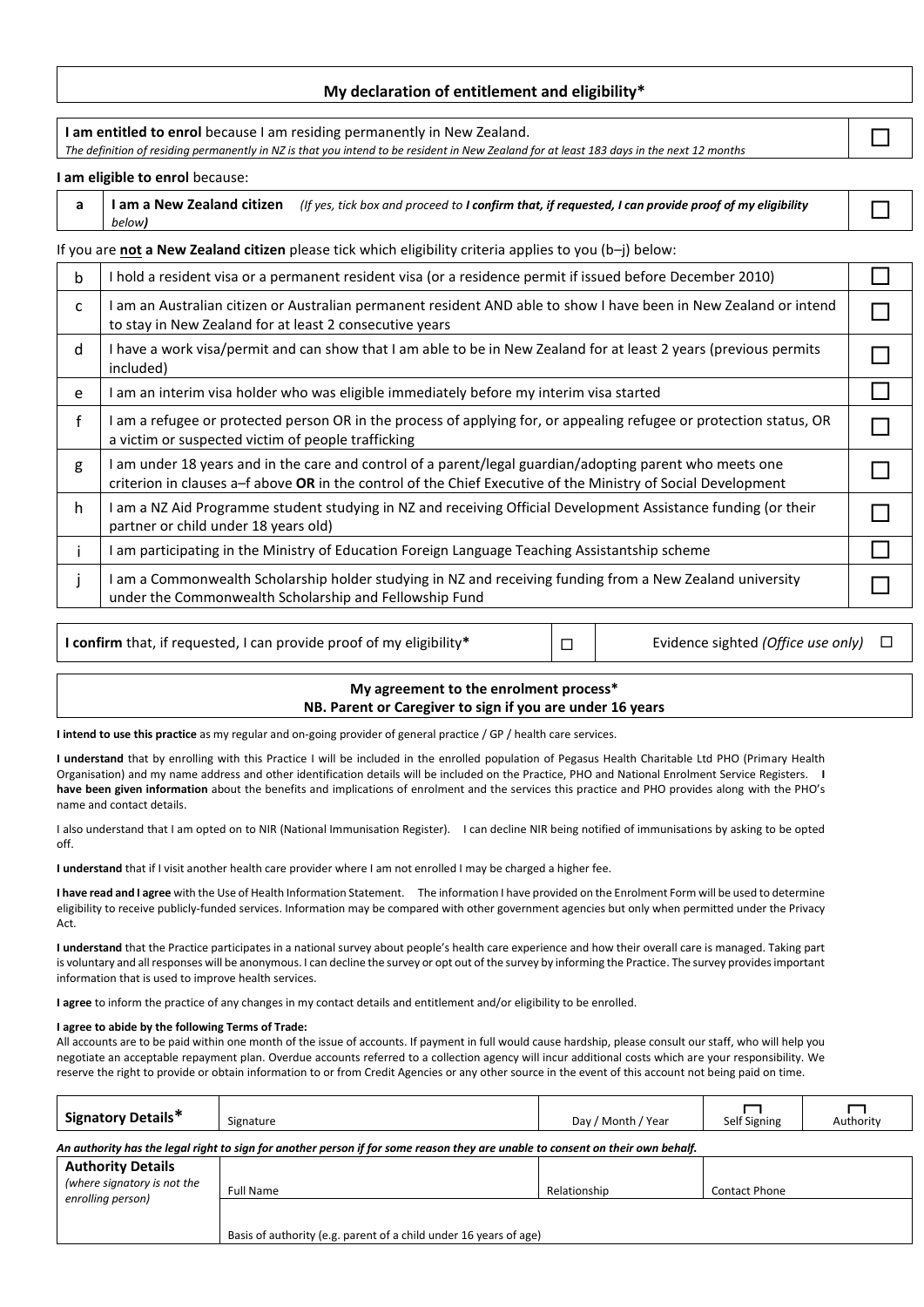## My declaration of entitlement and eligibility*

| **I am entitled to enrol** because I am residing permanently in New Zealand.<br>*The definition of residing permanently in NZ is that you intend to be resident in New Zealand for at least 183 days in the next 12 months* | ☐ |
|---|---|

**I am eligible to enrol** because:

| | | |
|---|---|---|
| a | **I am a New Zealand citizen** *(If yes, tick box and proceed to **I confirm that, if requested, I can provide proof of my eligibility** below)* | ☐ |

If you are **not** **a New Zealand citizen** please tick which eligibility criteria applies to you (b–j) below:

| | | |
|---|---|---|
| b | I hold a resident visa or a permanent resident visa (or a residence permit if issued before December 2010) | ☐ |
| c | I am an Australian citizen or Australian permanent resident AND able to show I have been in New Zealand or intend to stay in New Zealand for at least 2 consecutive years | ☐ |
| d | I have a work visa/permit and can show that I am able to be in New Zealand for at least 2 years (previous permits included) | ☐ |
| e | I am an interim visa holder who was eligible immediately before my interim visa started | ☐ |
| f | I am a refugee or protected person OR in the process of applying for, or appealing refugee or protection status, OR a victim or suspected victim of people trafficking | ☐ |
| g | I am under 18 years and in the care and control of a parent/legal guardian/adopting parent who meets one criterion in clauses a–f above **OR** in the control of the Chief Executive of the Ministry of Social Development | ☐ |
| h | I am a NZ Aid Programme student studying in NZ and receiving Official Development Assistance funding (or their partner or child under 18 years old) | ☐ |
| i | I am participating in the Ministry of Education Foreign Language Teaching Assistantship scheme | ☐ |
| j | I am a Commonwealth Scholarship holder studying in NZ and receiving funding from a New Zealand university under the Commonwealth Scholarship and Fellowship Fund | ☐ |

| **I confirm** that, if requested, I can provide proof of my eligibility* | ☐ | Evidence sighted *(Office use only)* ☐ |
|---|---|---|

## My agreement to the enrolment process*
### NB. Parent or Caregiver to sign if you are under 16 years

**I intend to use this practice** as my regular and on-going provider of general practice / GP / health care services.

**I understand** that by enrolling with this Practice I will be included in the enrolled population of Pegasus Health Charitable Ltd PHO (Primary Health Organisation) and my name address and other identification details will be included on the Practice, PHO and National Enrolment Service Registers. **I have been given information** about the benefits and implications of enrolment and the services this practice and PHO provides along with the PHO's name and contact details.

I also understand that I am opted on to NIR (National Immunisation Register). I can decline NIR being notified of immunisations by asking to be opted off.

**I understand** that if I visit another health care provider where I am not enrolled I may be charged a higher fee.

**I have read and I agree** with the Use of Health Information Statement. The information I have provided on the Enrolment Form will be used to determine eligibility to receive publicly-funded services. Information may be compared with other government agencies but only when permitted under the Privacy Act.

**I understand** that the Practice participates in a national survey about people's health care experience and how their overall care is managed. Taking part is voluntary and all responses will be anonymous. I can decline the survey or opt out of the survey by informing the Practice. The survey provides important information that is used to improve health services.

**I agree** to inform the practice of any changes in my contact details and entitlement and/or eligibility to be enrolled.

**I agree to abide by the following Terms of Trade:**
All accounts are to be paid within one month of the issue of accounts. If payment in full would cause hardship, please consult our staff, who will help you negotiate an acceptable repayment plan. Overdue accounts referred to a collection agency will incur additional costs which are your responsibility. We reserve the right to provide or obtain information to or from Credit Agencies or any other source in the event of this account not being paid on time.

| **Signatory Details*** | Signature | Day / Month / Year | ☐ Self Signing | ☐ Authority |
|---|---|---|---|---|

***An authority has the legal right to sign for another person if for some reason they are unable to consent on their own behalf.***

| **Authority Details** *(where signatory is not the enrolling person)* | Full Name | Relationship | Contact Phone |
|---|---|---|---|
| | Basis of authority (e.g. parent of a child under 16 years of age) | | |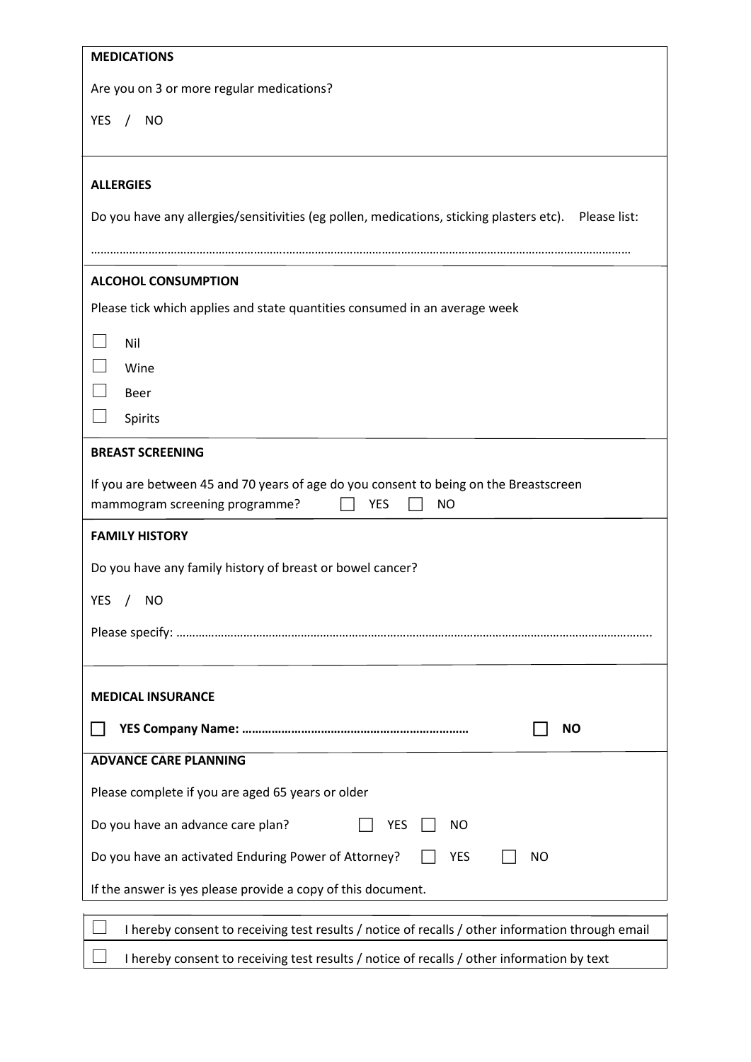**MEDICATIONS**

Are you on 3 or more regular medications?

YES / NO

**ALLERGIES**

Do you have any allergies/sensitivities (eg pollen, medications, sticking plasters etc). Please list:

…………………………………………………………………………………………………………………………………………………

**ALCOHOL CONSUMPTION**

Please tick which applies and state quantities consumed in an average week

- ☐ Nil
- ☐ Wine
- ☐ Beer
- ☐ Spirits

**BREAST SCREENING**

If you are between 45 and 70 years of age do you consent to being on the Breastscreen mammogram screening programme? ☐ YES ☐ NO

**FAMILY HISTORY**

Do you have any family history of breast or bowel cancer?

YES / NO

Please specify: ……………………………………………………………………………………………………………………………….

**MEDICAL INSURANCE**

☐ **YES Company Name: …………………………………………………………** ☐ **NO**

**ADVANCE CARE PLANNING**

Please complete if you are aged 65 years or older

Do you have an advance care plan? ☐ YES ☐ NO

Do you have an activated Enduring Power of Attorney? ☐ YES ☐ NO

If the answer is yes please provide a copy of this document.

☐ I hereby consent to receiving test results / notice of recalls / other information through email

☐ I hereby consent to receiving test results / notice of recalls / other information by text